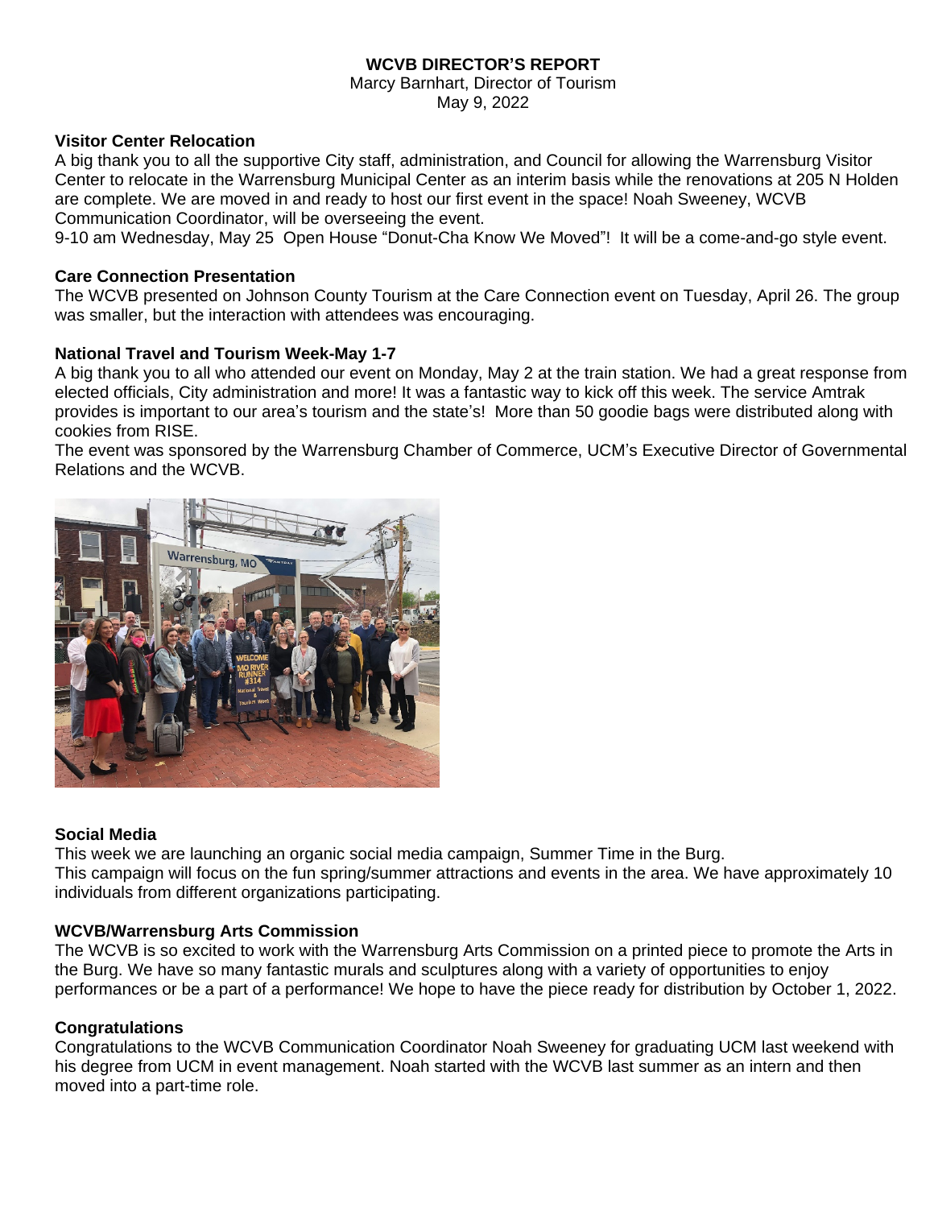**WCVB DIRECTOR'S REPORT**

Marcy Barnhart, Director of Tourism

May 9, 2022

**Visitor Center Relocation**

A big thank you to all the supportive City staff, administration, and Council for allowing the Warrensburg Visitor Center to relocate in the Warrensburg Municipal Center as an interim basis while the renovations at 205 N Holden are complete. We are moved in and ready to host our first event in the space! Noah Sweeney, WCVB Communication Coordinator, will be overseeing the event.

9-10 am Wednesday, May 25 Open House "Donut-Cha Know We Moved"! It will be a come-and-go style event.

**Care Connection Presentation**

The WCVB presented on Johnson County Tourism at the Care Connection event on Tuesday, April 26. The group was smaller, but the interaction with attendees was encouraging.

**National Travel and Tourism Week-May 1-7**

A big thank you to all who attended our event on Monday, May 2 at the train station. We had a great response from elected officials, City administration and more! It was a fantastic way to kick off this week. The service Amtrak provides is important to our area's tourism and the state's! More than 50 goodie bags were distributed along with cookies from RISE.

The event was sponsored by the Warrensburg Chamber of Commerce, UCM's Executive Director of Governmental Relations and the WCVB.

**Social Media**

This week we are launching an organic social media campaign, Summer Time in the Burg.

This campaign will focus on the fun spring/summer attractions and events in the area. We have approximately 10 individuals from different organizations participating.

**WCVB/Warrensburg Arts Commission**

The WCVB is so excited to work with the Warrensburg Arts Commission on a printed piece to promote the Arts in the Burg. We have so many fantastic murals and sculptures along with a variety of opportunities to enjoy performances or be a part of a performance! We hope to have the piece ready for distribution by October 1, 2022.

**Congratulations**

Congratulations to the WCVB Communication Coordinator Noah Sweeney for graduating UCM last weekend with his degree from UCM in event management. Noah started with the WCVB last summer as an intern and then moved into a part-time role.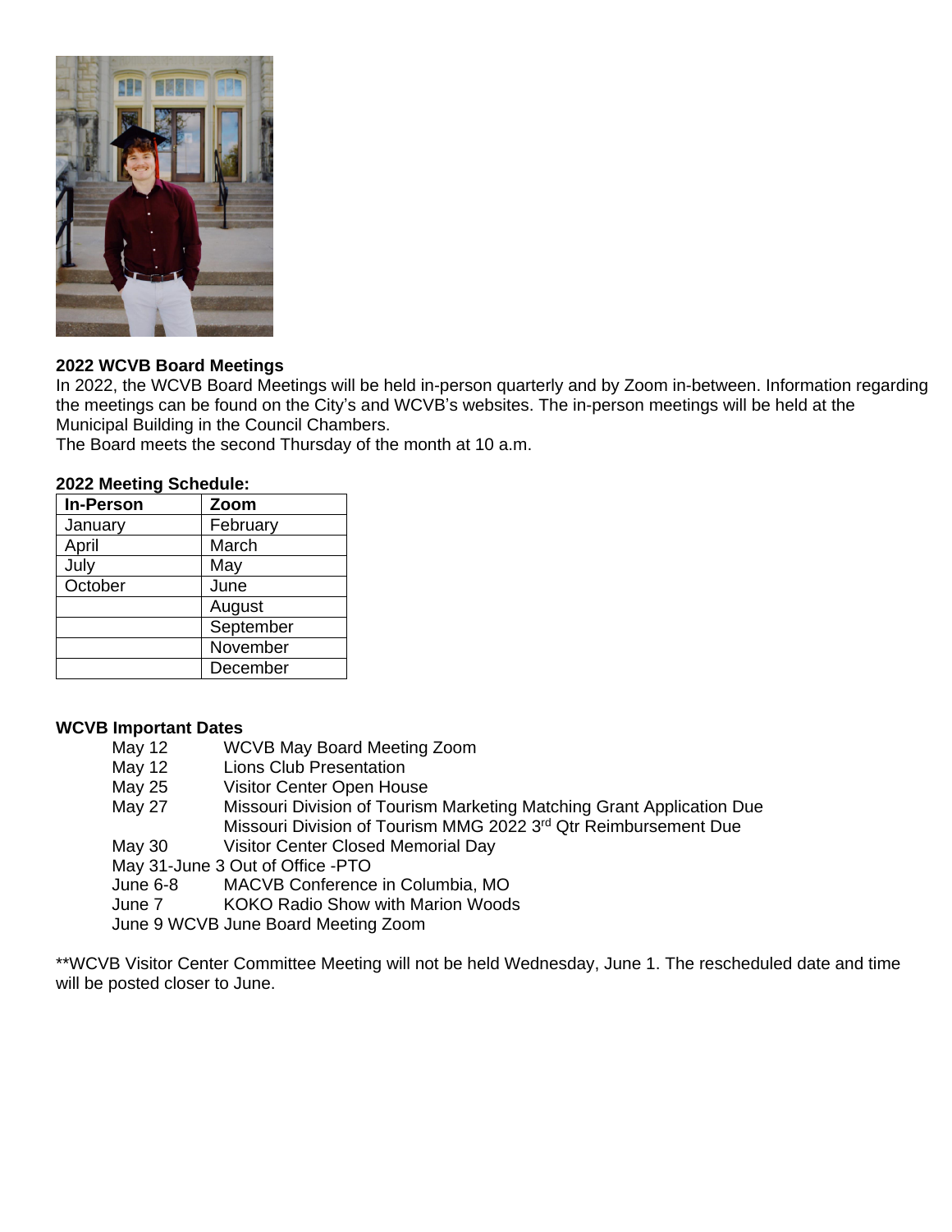**2022 WCVB Board Meetings**

In 2022, the WCVB Board Meetings will be held in-person quarterly and by Zoom in-between. Information regarding the meetings can be found on the City's and WCVB's websites. The in-person meetings will be held at the Municipal Building in the Council Chambers.

The Board meets the second Thursday of the month at 10 a.m.

**2022 Meeting Schedule:**

| In-Person | Zoom |
|---|---|
| January | February |
| April | March |
| July | May |
| October | June |
| | August |
| | September |
| | November |
| | December |

**WCVB Important Dates**

- May 12 — WCVB May Board Meeting Zoom
- May 12 — Lions Club Presentation
- May 25 — Visitor Center Open House
- May 27 — Missouri Division of Tourism Marketing Matching Grant Application Due
  Missouri Division of Tourism MMG 2022 3rd Qtr Reimbursement Due
- May 30 — Visitor Center Closed Memorial Day
- May 31-June 3 Out of Office -PTO
- June 6-8 — MACVB Conference in Columbia, MO
- June 7 — KOKO Radio Show with Marion Woods
- June 9 WCVB June Board Meeting Zoom

**WCVB Visitor Center Committee Meeting will not be held Wednesday, June 1. The rescheduled date and time will be posted closer to June.